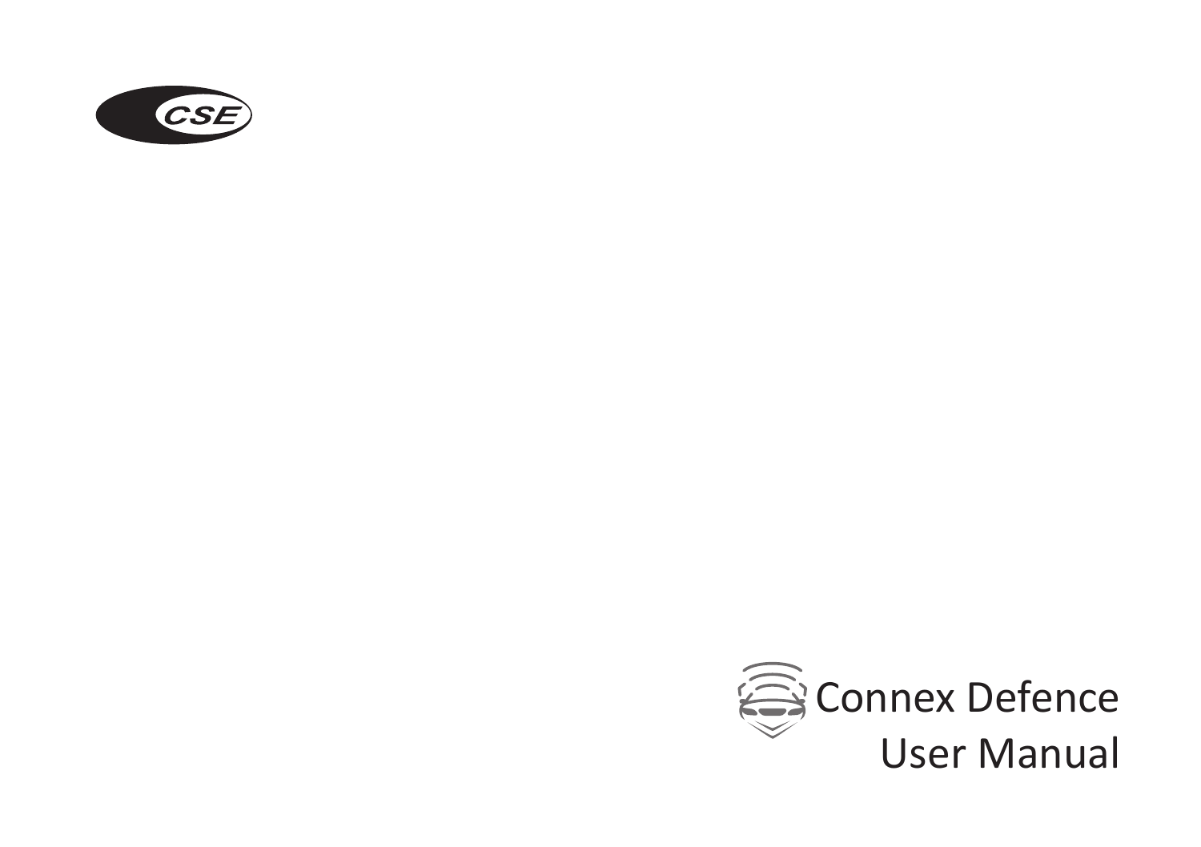CSE

# Connex Defence User Manual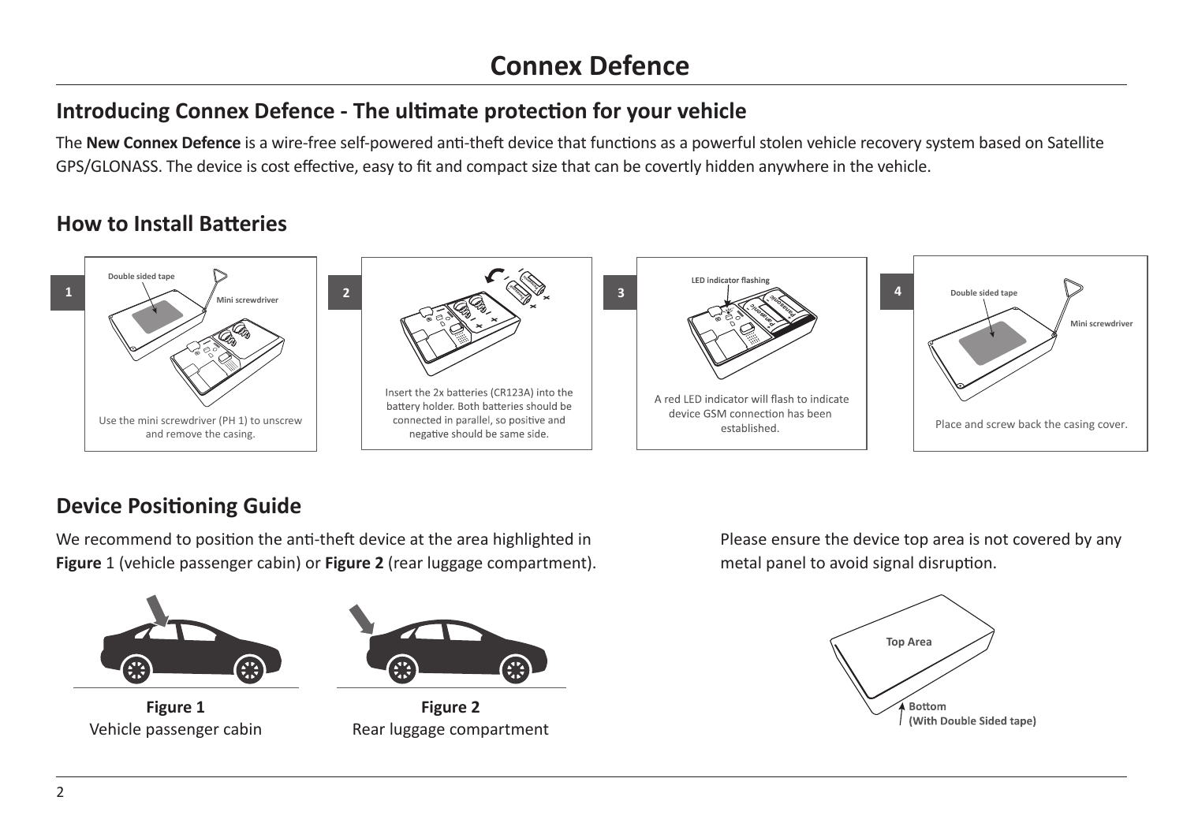# Connex Defence

## Introducing Connex Defence - The ultimate protection for your vehicle

The **New Connex Defence** is a wire-free self-powered anti-theft device that functions as a powerful stolen vehicle recovery system based on Satellite GPS/GLONASS. The device is cost effective, easy to fit and compact size that can be covertly hidden anywhere in the vehicle.

## How to Install Batteries

**1**

Double sided tape

Mini screwdriver

Use the mini screwdriver (PH 1) to unscrew and remove the casing.

**2**

Insert the 2x batteries (CR123A) into the battery holder. Both batteries should be connected in parallel, so positive and negative should be same side.

**3**

LED indicator flashing

A red LED indicator will flash to indicate device GSM connection has been established.

**4**

Double sided tape

Mini screwdriver

Place and screw back the casing cover.

## Device Positioning Guide

We recommend to position the anti-theft device at the area highlighted in **Figure** 1 (vehicle passenger cabin) or **Figure 2** (rear luggage compartment).

**Figure 1**
Vehicle passenger cabin

**Figure 2**
Rear luggage compartment

Please ensure the device top area is not covered by any metal panel to avoid signal disruption.

Top Area

**Bottom**
**(With Double Sided tape)**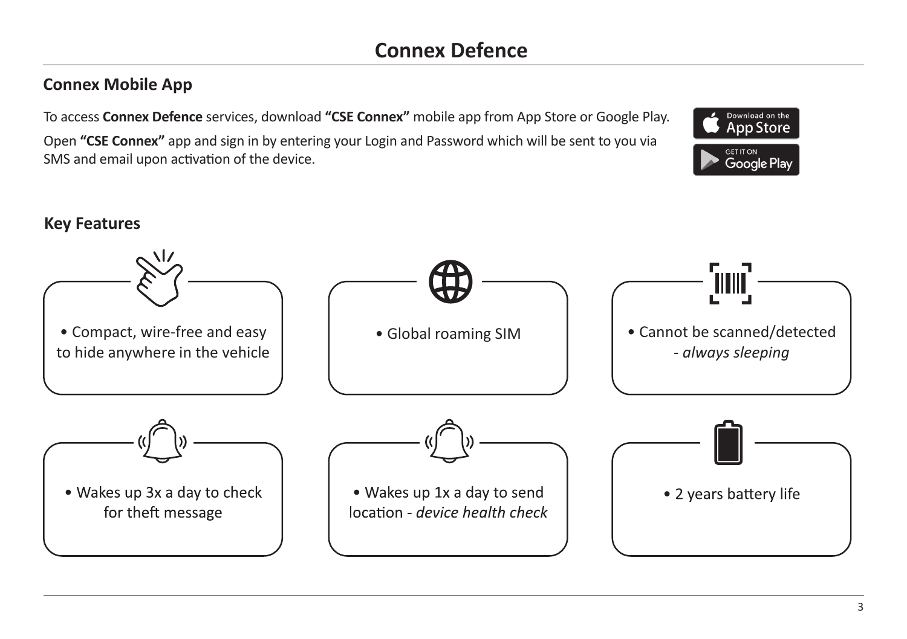# Connex Defence

## Connex Mobile App

To access **Connex Defence** services, download **"CSE Connex"** mobile app from App Store or Google Play.

Open **"CSE Connex"** app and sign in by entering your Login and Password which will be sent to you via SMS and email upon activation of the device.

## Key Features

- Compact, wire-free and easy to hide anywhere in the vehicle
- Global roaming SIM
- Cannot be scanned/detected - *always sleeping*
- Wakes up 3x a day to check for theft message
- Wakes up 1x a day to send location - *device health check*
- 2 years battery life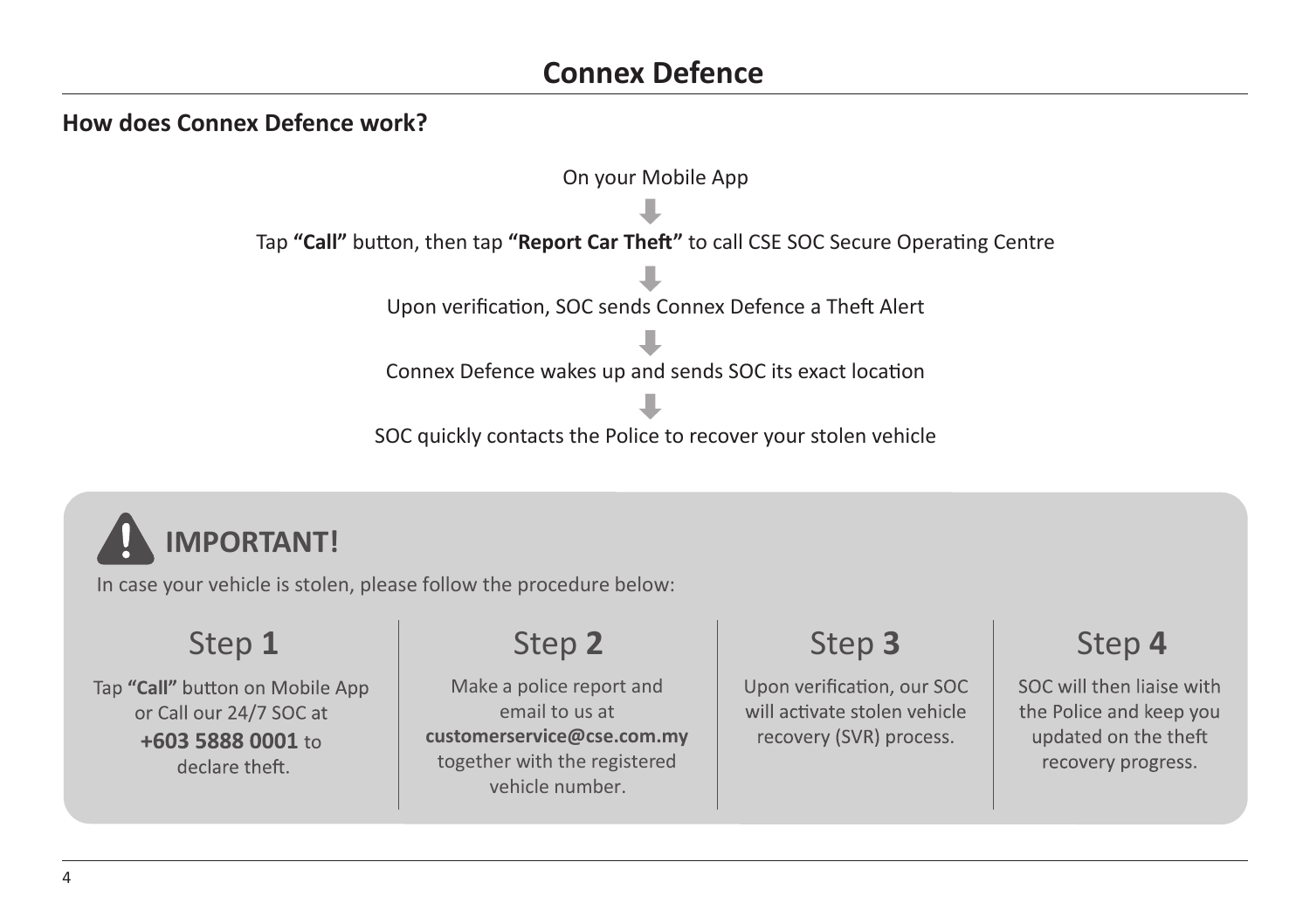# Connex Defence

## How does Connex Defence work?

On your Mobile App

↓

Tap **"Call"** button, then tap **"Report Car Theft"** to call CSE SOC Secure Operating Centre

↓

Upon verification, SOC sends Connex Defence a Theft Alert

↓

Connex Defence wakes up and sends SOC its exact location

↓

SOC quickly contacts the Police to recover your stolen vehicle

### IMPORTANT!

In case your vehicle is stolen, please follow the procedure below:

**Step 1**

Tap **"Call"** button on Mobile App or Call our 24/7 SOC at **+603 5888 0001** to declare theft.

**Step 2**

Make a police report and email to us at **customerservice@cse.com.my** together with the registered vehicle number.

**Step 3**

Upon verification, our SOC will activate stolen vehicle recovery (SVR) process.

**Step 4**

SOC will then liaise with the Police and keep you updated on the theft recovery progress.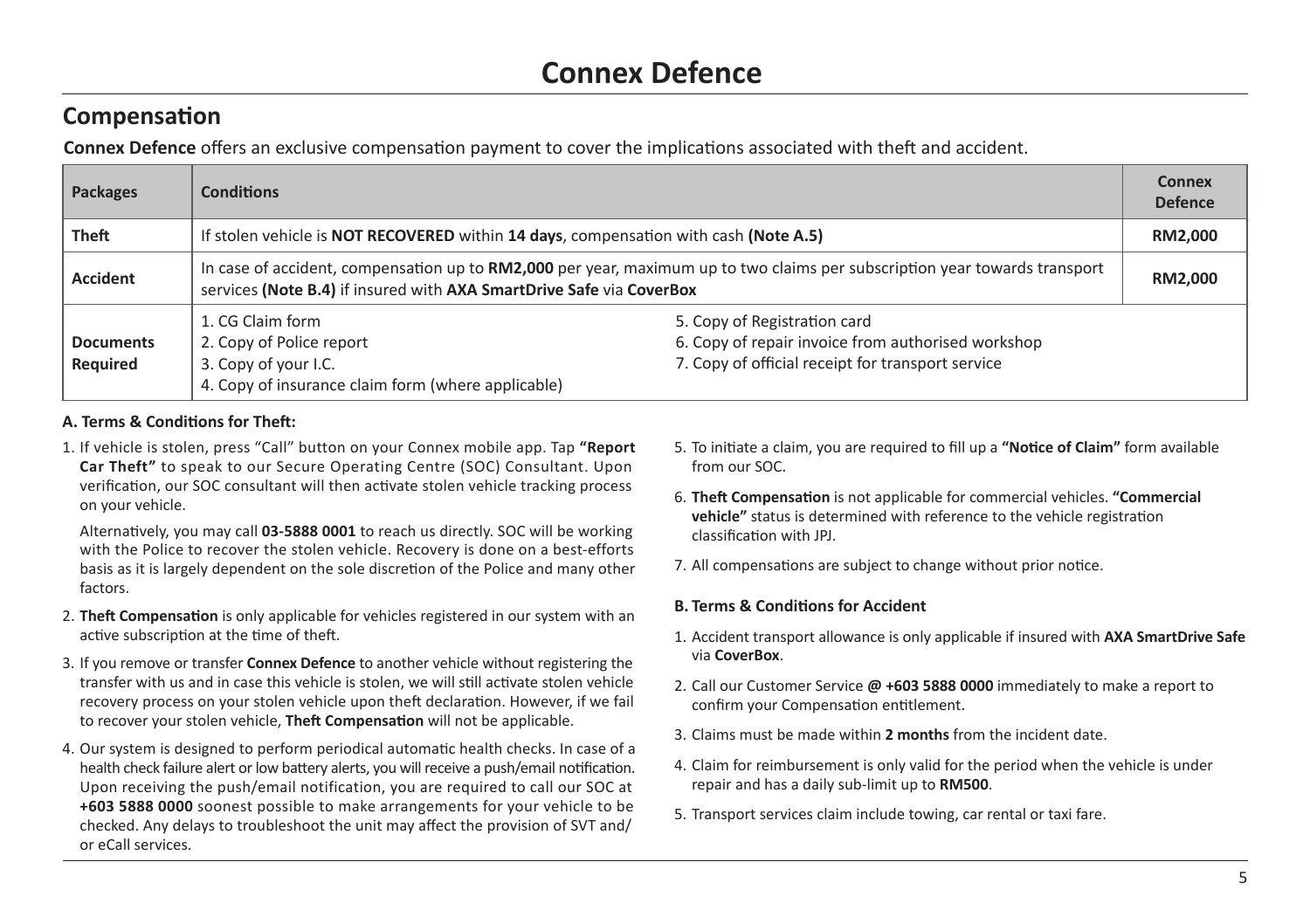# Connex Defence

## Compensation

**Connex Defence** offers an exclusive compensation payment to cover the implications associated with theft and accident.

| Packages | Conditions | | Connex Defence |
|---|---|---|---|
| **Theft** | If stolen vehicle is **NOT RECOVERED** within **14 days**, compensation with cash **(Note A.5)** | | **RM2,000** |
| **Accident** | In case of accident, compensation up to **RM2,000** per year, maximum up to two claims per subscription year towards transport services **(Note B.4)** if insured with **AXA SmartDrive Safe** via **CoverBox** | | **RM2,000** |
| **Documents Required** | 1. CG Claim form<br>2. Copy of Police report<br>3. Copy of your I.C.<br>4. Copy of insurance claim form (where applicable) | 5. Copy of Registration card<br>6. Copy of repair invoice from authorised workshop<br>7. Copy of official receipt for transport service | |

#### A. Terms & Conditions for Theft:

1. If vehicle is stolen, press "Call" button on your Connex mobile app. Tap **"Report Car Theft"** to speak to our Secure Operating Centre (SOC) Consultant. Upon verification, our SOC consultant will then activate stolen vehicle tracking process on your vehicle.

   Alternatively, you may call **03-5888 0001** to reach us directly. SOC will be working with the Police to recover the stolen vehicle. Recovery is done on a best-efforts basis as it is largely dependent on the sole discretion of the Police and many other factors.

2. **Theft Compensation** is only applicable for vehicles registered in our system with an active subscription at the time of theft.

3. If you remove or transfer **Connex Defence** to another vehicle without registering the transfer with us and in case this vehicle is stolen, we will still activate stolen vehicle recovery process on your stolen vehicle upon theft declaration. However, if we fail to recover your stolen vehicle, **Theft Compensation** will not be applicable.

4. Our system is designed to perform periodical automatic health checks. In case of a health check failure alert or low battery alerts, you will receive a push/email notification. Upon receiving the push/email notification, you are required to call our SOC at **+603 5888 0000** soonest possible to make arrangements for your vehicle to be checked. Any delays to troubleshoot the unit may affect the provision of SVT and/or eCall services.

5. To initiate a claim, you are required to fill up a **"Notice of Claim"** form available from our SOC.

6. **Theft Compensation** is not applicable for commercial vehicles. **"Commercial vehicle"** status is determined with reference to the vehicle registration classification with JPJ.

7. All compensations are subject to change without prior notice.

#### B. Terms & Conditions for Accident

1. Accident transport allowance is only applicable if insured with **AXA SmartDrive Safe** via **CoverBox**.

2. Call our Customer Service **@ +603 5888 0000** immediately to make a report to confirm your Compensation entitlement.

3. Claims must be made within **2 months** from the incident date.

4. Claim for reimbursement is only valid for the period when the vehicle is under repair and has a daily sub-limit up to **RM500**.

5. Transport services claim include towing, car rental or taxi fare.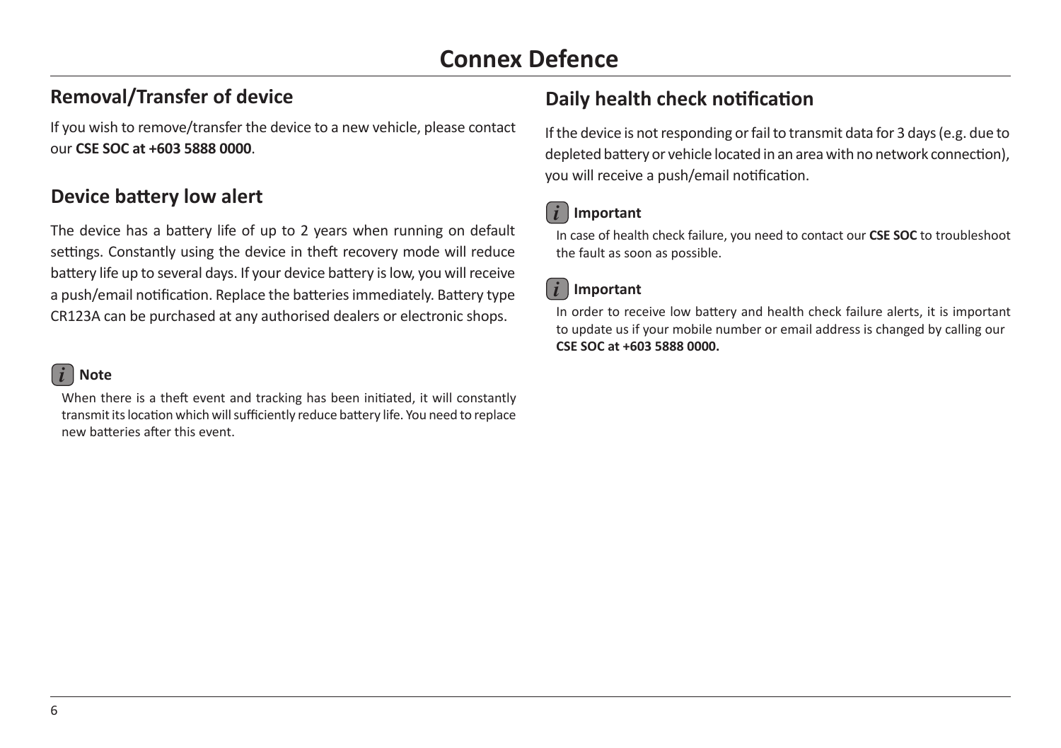# Connex Defence

## Removal/Transfer of device

If you wish to remove/transfer the device to a new vehicle, please contact our **CSE SOC at +603 5888 0000**.

## Device battery low alert

The device has a battery life of up to 2 years when running on default settings. Constantly using the device in theft recovery mode will reduce battery life up to several days. If your device battery is low, you will receive a push/email notification. Replace the batteries immediately. Battery type CR123A can be purchased at any authorised dealers or electronic shops.

**Note**

When there is a theft event and tracking has been initiated, it will constantly transmit its location which will sufficiently reduce battery life. You need to replace new batteries after this event.

## Daily health check notification

If the device is not responding or fail to transmit data for 3 days (e.g. due to depleted battery or vehicle located in an area with no network connection), you will receive a push/email notification.

**Important**

In case of health check failure, you need to contact our **CSE SOC** to troubleshoot the fault as soon as possible.

**Important**

In order to receive low battery and health check failure alerts, it is important to update us if your mobile number or email address is changed by calling our **CSE SOC at +603 5888 0000.**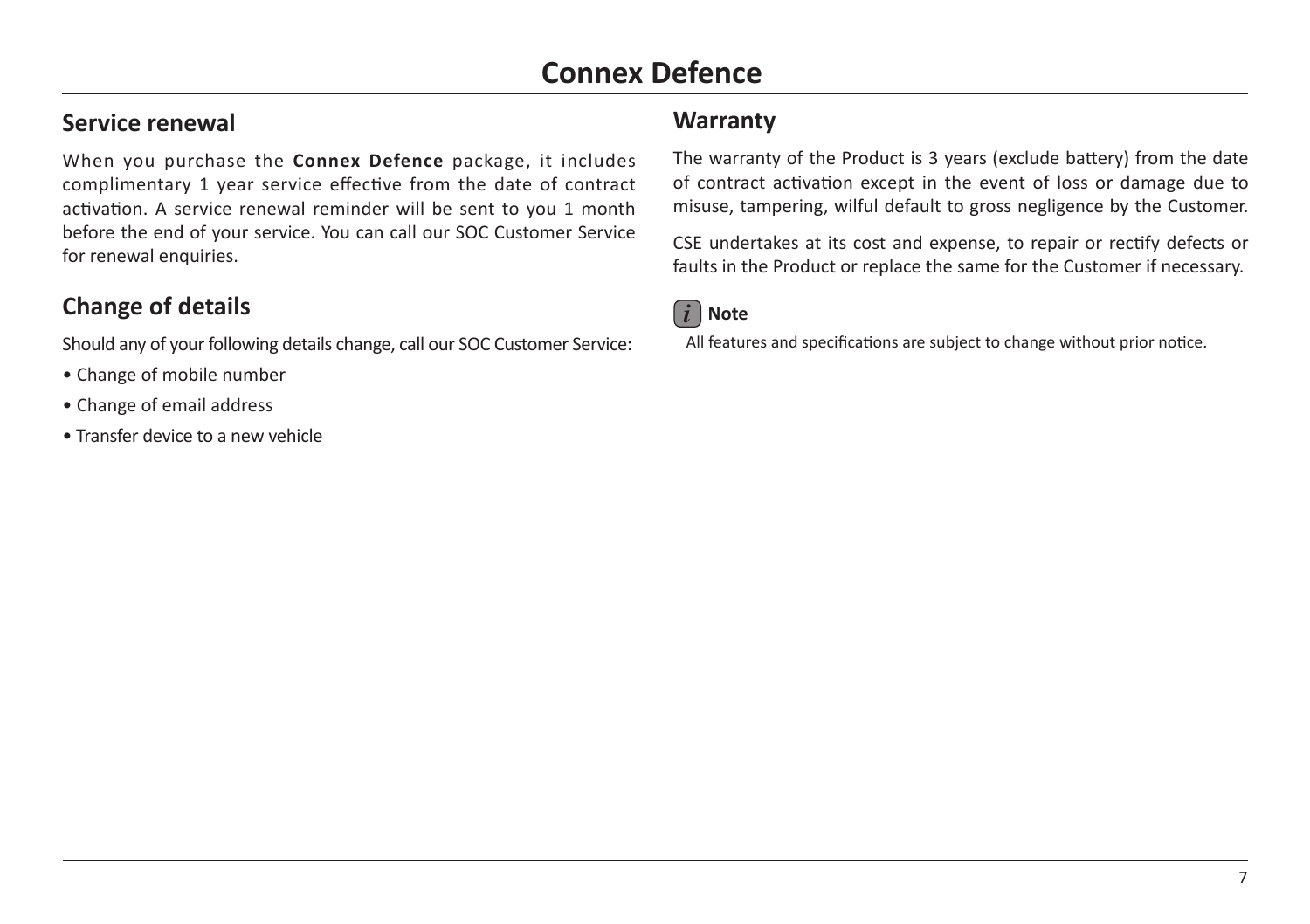# Connex Defence

## Service renewal

When you purchase the **Connex Defence** package, it includes complimentary 1 year service effective from the date of contract activation. A service renewal reminder will be sent to you 1 month before the end of your service. You can call our SOC Customer Service for renewal enquiries.

## Change of details

Should any of your following details change, call our SOC Customer Service:

- Change of mobile number
- Change of email address
- Transfer device to a new vehicle

## Warranty

The warranty of the Product is 3 years (exclude battery) from the date of contract activation except in the event of loss or damage due to misuse, tampering, wilful default to gross negligence by the Customer.

CSE undertakes at its cost and expense, to repair or rectify defects or faults in the Product or replace the same for the Customer if necessary.

**Note**

All features and specifications are subject to change without prior notice.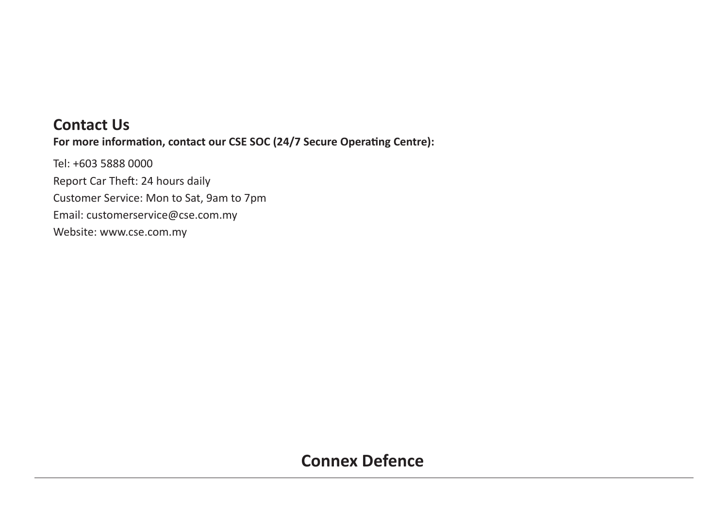## Contact Us

**For more information, contact our CSE SOC (24/7 Secure Operating Centre):**

Tel: +603 5888 0000

Report Car Theft: 24 hours daily

Customer Service: Mon to Sat, 9am to 7pm

Email: customerservice@cse.com.my

Website: www.cse.com.my

**Connex Defence**